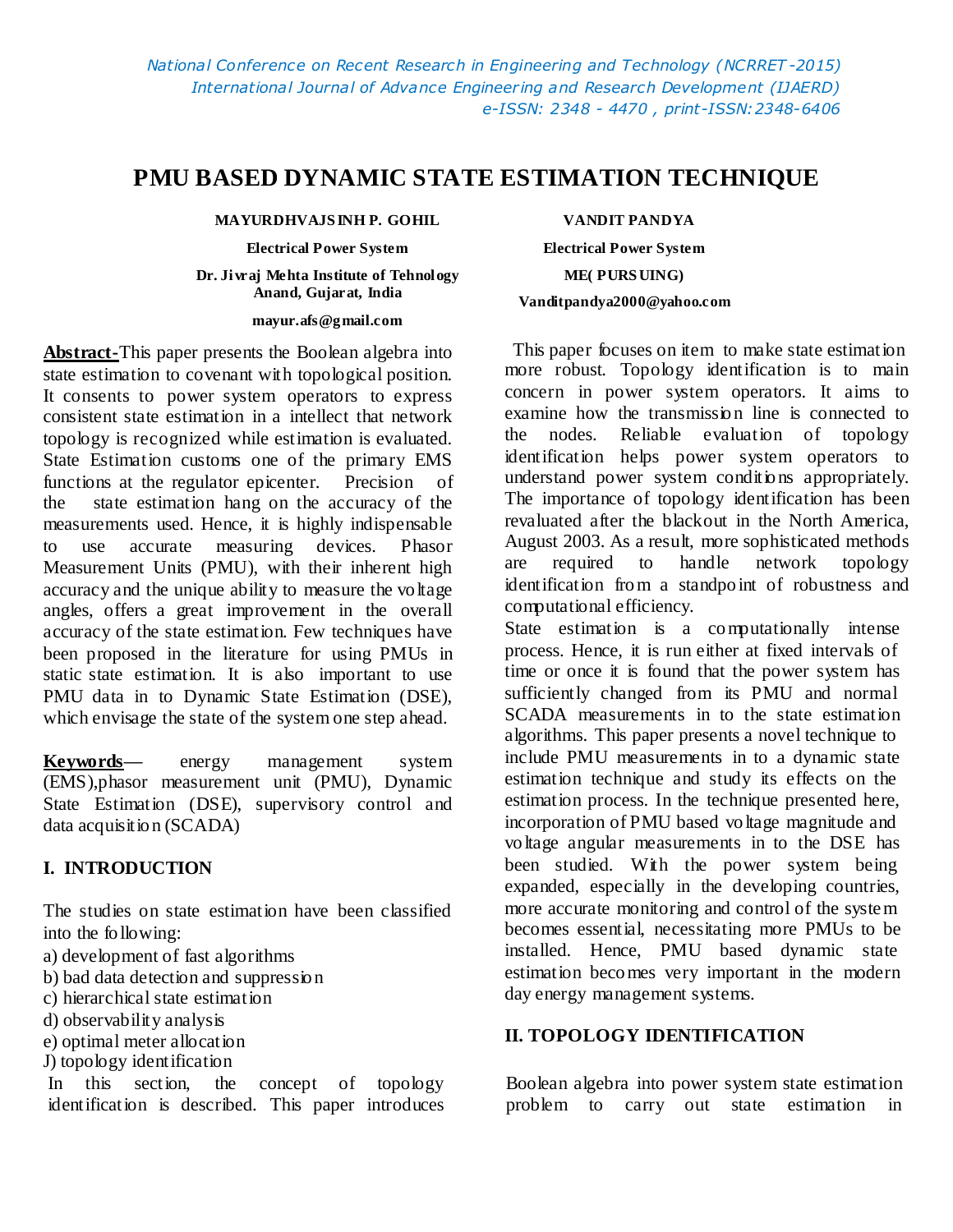# PMU BASED DYNAMIC STATE ESTIMATION TECHNIQUE

**MAYURDHVAJSINH P. GOHIL**
**Electrical Power System**
**Dr. Jivraj Mehta Institute of Tehnology Anand, Gujarat, India**
**mayur.afs@gmail.com**

**VANDIT PANDYA**
**Electrical Power System**
**ME( PURSUING)**
**Vanditpandya2000@yahoo.com**

**Abstract-**This paper presents the Boolean algebra into state estimation to covenant with topological position. It consents to power system operators to express consistent state estimation in a intellect that network topology is recognized while estimation is evaluated. State Estimation customs one of the primary EMS functions at the regulator epicenter. Precision of the state estimation hang on the accuracy of the measurements used. Hence, it is highly indispensable to use accurate measuring devices. Phasor Measurement Units (PMU), with their inherent high accuracy and the unique ability to measure the voltage angles, offers a great improvement in the overall accuracy of the state estimation. Few techniques have been proposed in the literature for using PMUs in static state estimation. It is also important to use PMU data in to Dynamic State Estimation (DSE), which envisage the state of the system one step ahead.

**Keywords—** energy management system (EMS),phasor measurement unit (PMU), Dynamic State Estimation (DSE), supervisory control and data acquisition (SCADA)

## I. INTRODUCTION

The studies on state estimation have been classified into the following:

a) development of fast algorithms
b) bad data detection and suppression
c) hierarchical state estimation
d) observability analysis
e) optimal meter allocation
J) topology identification

In this section, the concept of topology identification is described. This paper introduces This paper focuses on item to make state estimation more robust. Topology identification is to main concern in power system operators. It aims to examine how the transmission line is connected to the nodes. Reliable evaluation of topology identification helps power system operators to understand power system conditions appropriately. The importance of topology identification has been revaluated after the blackout in the North America, August 2003. As a result, more sophisticated methods are required to handle network topology identification from a standpoint of robustness and computational efficiency.

State estimation is a computationally intense process. Hence, it is run either at fixed intervals of time or once it is found that the power system has sufficiently changed from its PMU and normal SCADA measurements in to the state estimation algorithms. This paper presents a novel technique to include PMU measurements in to a dynamic state estimation technique and study its effects on the estimation process. In the technique presented here, incorporation of PMU based voltage magnitude and voltage angular measurements in to the DSE has been studied. With the power system being expanded, especially in the developing countries, more accurate monitoring and control of the system becomes essential, necessitating more PMUs to be installed. Hence, PMU based dynamic state estimation becomes very important in the modern day energy management systems.

## II. TOPOLOGY IDENTIFICATION

Boolean algebra into power system state estimation problem to carry out state estimation in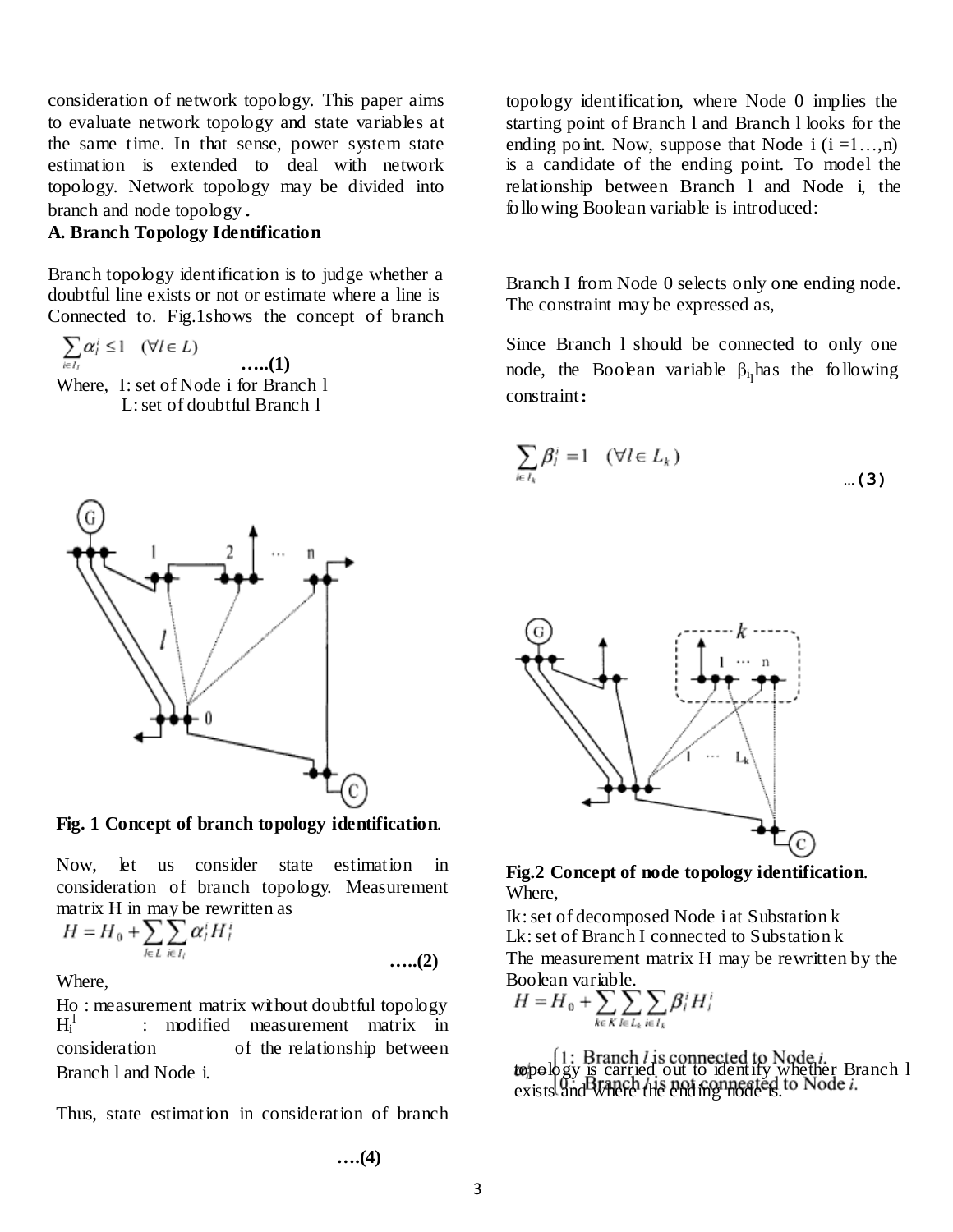consideration of network topology. This paper aims to evaluate network topology and state variables at the same time. In that sense, power system state estimation is extended to deal with network topology. Network topology may be divided into branch and node topology.

### A. Branch Topology Identification

Branch topology identification is to judge whether a doubtful line exists or not or estimate where a line is Connected to. Fig.1shows the concept of branch

$$\sum_{i \in I_l} \alpha_l^i \le 1 \quad (\forall l \in L) \qquad \text{.....(1)}$$

Where, I: set of Node i for Branch l
L: set of doubtful Branch l

**Fig. 1 Concept of branch topology identification.**

Now, let us consider state estimation in consideration of branch topology. Measurement matrix H in may be rewritten as

$$H = H_0 + \sum_{l \in L} \sum_{i \in I_l} \alpha_l^i H_l^i \qquad \text{.....(2)}$$

Where,

Ho : measurement matrix without doubtful topology

$H_i^l$ : modified measurement matrix in consideration of the relationship between Branch l and Node i.

Thus, state estimation in consideration of branch topology is carried out to identify whether Branch l exists and where the ending node is.

topology identification, where Node 0 implies the starting point of Branch l and Branch l looks for the ending point. Now, suppose that Node i (i =1…,n) is a candidate of the ending point. To model the relationship between Branch l and Node i, the following Boolean variable is introduced:

$$\alpha_l^i = \begin{cases} 1: & \text{Branch } l \text{ is connected to Node } i. \\ 0: & \text{Branch } l \text{ is not connected to Node } i. \end{cases} \qquad \text{….(4)}$$

Branch I from Node 0 selects only one ending node. The constraint may be expressed as,

Since Branch l should be connected to only one node, the Boolean variable $\beta_{i_l}$ has the following constraint:

$$\sum_{i \in I_k} \beta_l^i = 1 \quad (\forall l \in L_k) \qquad \text{...(3)}$$

**Fig.2 Concept of node topology identification.**

Where,

Ik: set of decomposed Node i at Substation k
Lk: set of Branch I connected to Substation k

The measurement matrix H may be rewritten by the Boolean variable.

$$H = H_0 + \sum_{k \in K} \sum_{l \in L_k} \sum_{i \in I_k} \beta_l^i H_l^i$$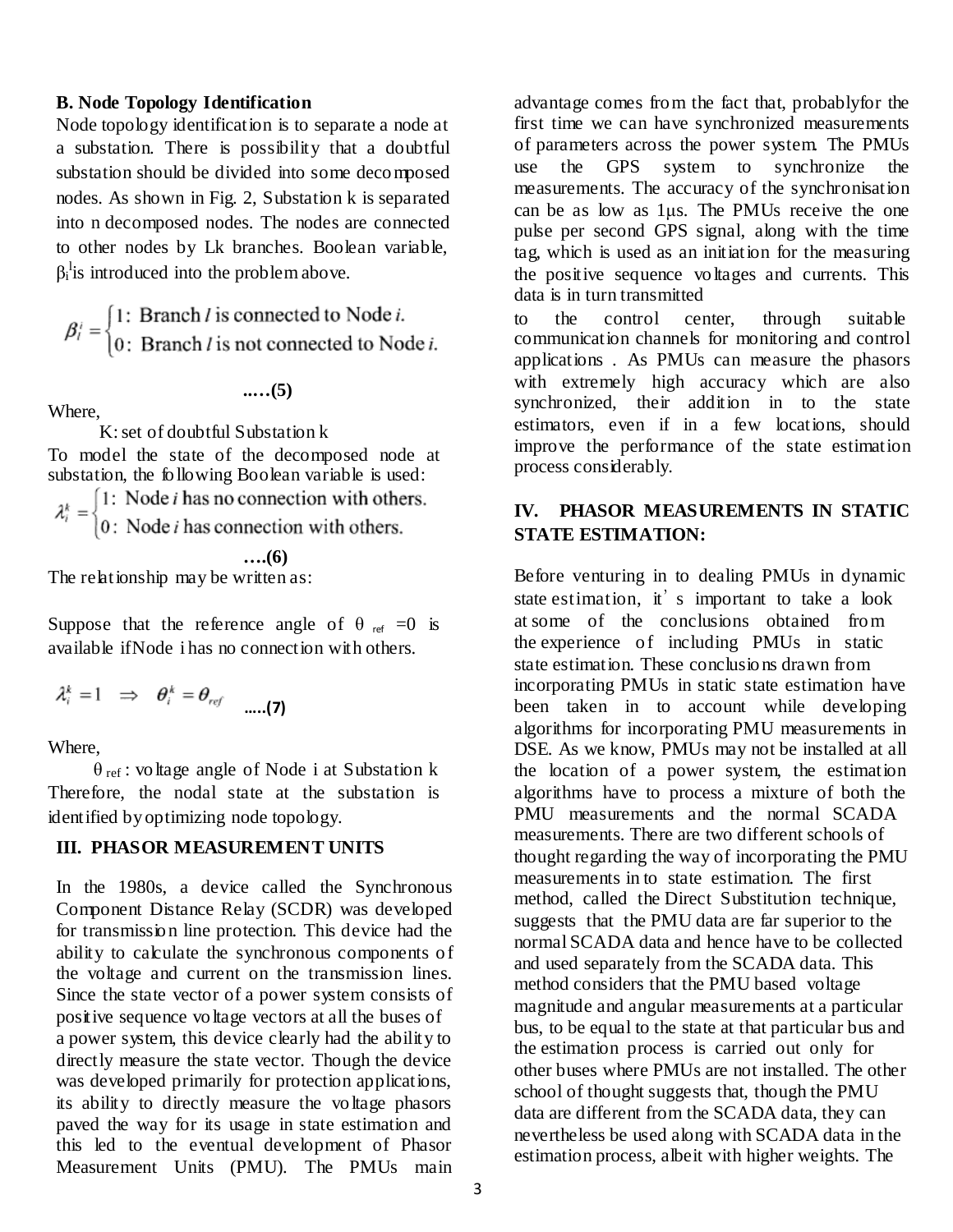### B. Node Topology Identification

Node topology identification is to separate a node at a substation. There is possibility that a doubtful substation should be divided into some decomposed nodes. As shown in Fig. 2, Substation k is separated into n decomposed nodes. The nodes are connected to other nodes by Lk branches. Boolean variable, $\beta_i^l$ is introduced into the problem above.

$$\beta_l^i = \begin{cases} 1: \text{ Branch } l \text{ is connected to Node } i. \\ 0: \text{ Branch } l \text{ is not connected to Node } i. \end{cases}$$

**.….(5)**

Where,

K: set of doubtful Substation k

To model the state of the decomposed node at substation, the following Boolean variable is used:

$$\lambda_i^k = \begin{cases} 1: \text{ Node } i \text{ has no connection with others.} \\ 0: \text{ Node } i \text{ has connection with others.} \end{cases}$$

**….(6)**

The relationship may be written as:

Suppose that the reference angle of $\theta_{ref} = 0$ is available if Node i has no connection with others.

$$\lambda_i^k = 1 \;\; \Rightarrow \;\; \theta_i^k = \theta_{ref} \quad \textbf{.....(7)}$$

Where,

$\theta_{ref}$ : voltage angle of Node i at Substation k

Therefore, the nodal state at the substation is identified by optimizing node topology.

## III. PHASOR MEASUREMENT UNITS

In the 1980s, a device called the Synchronous Component Distance Relay (SCDR) was developed for transmission line protection. This device had the ability to calculate the synchronous components of the voltage and current on the transmission lines. Since the state vector of a power system consists of positive sequence voltage vectors at all the buses of a power system, this device clearly had the ability to directly measure the state vector. Though the device was developed primarily for protection applications, its ability to directly measure the voltage phasors paved the way for its usage in state estimation and this led to the eventual development of Phasor Measurement Units (PMU). The PMUs main advantage comes from the fact that, probablyfor the first time we can have synchronized measurements of parameters across the power system. The PMUs use the GPS system to synchronize the measurements. The accuracy of the synchronisation can be as low as 1μs. The PMUs receive the one pulse per second GPS signal, along with the time tag, which is used as an initiation for the measuring the positive sequence voltages and currents. This data is in turn transmitted to the control center, through suitable communication channels for monitoring and control applications . As PMUs can measure the phasors with extremely high accuracy which are also synchronized, their addition in to the state estimators, even if in a few locations, should improve the performance of the state estimation process considerably.

## IV. PHASOR MEASUREMENTS IN STATIC STATE ESTIMATION:

Before venturing in to dealing PMUs in dynamic state estimation, it's important to take a look at some of the conclusions obtained from the experience of including PMUs in static state estimation. These conclusions drawn from incorporating PMUs in static state estimation have been taken in to account while developing algorithms for incorporating PMU measurements in DSE. As we know, PMUs may not be installed at all the location of a power system, the estimation algorithms have to process a mixture of both the PMU measurements and the normal SCADA measurements. There are two different schools of thought regarding the way of incorporating the PMU measurements in to state estimation. The first method, called the Direct Substitution technique, suggests that the PMU data are far superior to the normal SCADA data and hence have to be collected and used separately from the SCADA data. This method considers that the PMU based voltage magnitude and angular measurements at a particular bus, to be equal to the state at that particular bus and the estimation process is carried out only for other buses where PMUs are not installed. The other school of thought suggests that, though the PMU data are different from the SCADA data, they can nevertheless be used along with SCADA data in the estimation process, albeit with higher weights. The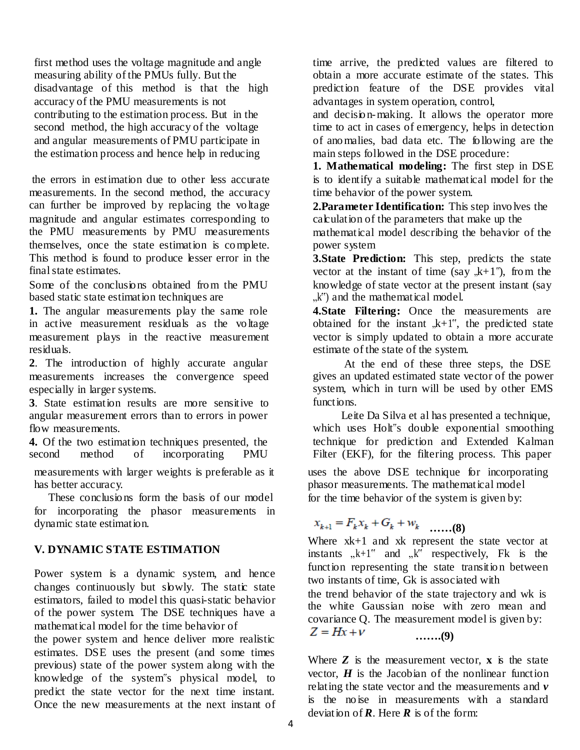first method uses the voltage magnitude and angle measuring ability of the PMUs fully. But the disadvantage of this method is that the high accuracy of the PMU measurements is not contributing to the estimation process. But in the second method, the high accuracy of the voltage and angular measurements of PMU participate in the estimation process and hence help in reducing the errors in estimation due to other less accurate measurements. In the second method, the accuracy can further be improved by replacing the voltage magnitude and angular estimates corresponding to the PMU measurements by PMU measurements themselves, once the state estimation is complete. This method is found to produce lesser error in the final state estimates.

Some of the conclusions obtained from the PMU based static state estimation techniques are

**1.** The angular measurements play the same role in active measurement residuals as the voltage measurement plays in the reactive measurement residuals.

**2**. The introduction of highly accurate angular measurements increases the convergence speed especially in larger systems.

**3**. State estimation results are more sensitive to angular measurement errors than to errors in power flow measurements.

**4.** Of the two estimation techniques presented, the second method of incorporating PMU measurements with larger weights is preferable as it has better accuracy.

These conclusions form the basis of our model for incorporating the phasor measurements in dynamic state estimation.

## V. DYNAMIC STATE ESTIMATION

Power system is a dynamic system, and hence changes continuously but slowly. The static state estimators, failed to model this quasi-static behavior of the power system. The DSE techniques have a mathematical model for the time behavior of the power system and hence deliver more realistic estimates. DSE uses the present (and some times previous) state of the power system along with the knowledge of the system"s physical model, to predict the state vector for the next time instant. Once the new measurements at the next instant of time arrive, the predicted values are filtered to obtain a more accurate estimate of the states. This prediction feature of the DSE provides vital advantages in system operation, control, and decision-making. It allows the operator more time to act in cases of emergency, helps in detection of anomalies, bad data etc. The following are the main steps followed in the DSE procedure:

**1. Mathematical modeling:** The first step in DSE is to identify a suitable mathematical model for the time behavior of the power system.

**2.Parameter Identification:** This step involves the calculation of the parameters that make up the mathematical model describing the behavior of the power system

**3.State Prediction:** This step, predicts the state vector at the instant of time (say „k+1"), from the knowledge of state vector at the present instant (say „k") and the mathematical model.

**4.State Filtering:** Once the measurements are obtained for the instant „k+1", the predicted state vector is simply updated to obtain a more accurate estimate of the state of the system.

At the end of these three steps, the DSE gives an updated estimated state vector of the power system, which in turn will be used by other EMS functions.

Leite Da Silva et al has presented a technique, which uses Holt"s double exponential smoothing technique for prediction and Extended Kalman Filter (EKF), for the filtering process. This paper uses the above DSE technique for incorporating phasor measurements. The mathematical model for the time behavior of the system is given by:

$$x_{k+1} = F_k x_k + G_k + w_k \quad \text{……(8)}$$

Where xk+1 and xk represent the state vector at instants „k+1" and „k" respectively, Fk is the function representing the state transition between two instants of time, Gk is associated with the trend behavior of the state trajectory and wk is the white Gaussian noise with zero mean and covariance Q. The measurement model is given by:

$$Z = Hx + v \quad \text{…….(9)}$$

Where ***Z*** is the measurement vector, **x** is the state vector, ***H*** is the Jacobian of the nonlinear function relating the state vector and the measurements and ***v*** is the noise in measurements with a standard deviation of ***R***. Here ***R*** is of the form: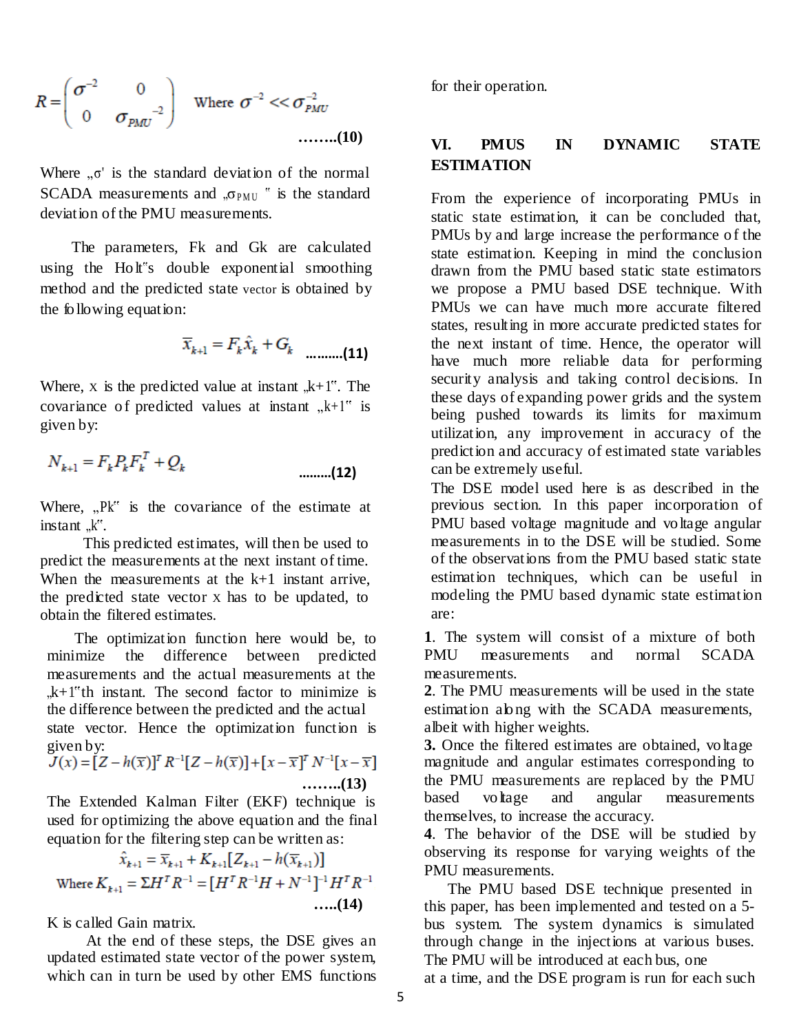$$R = \begin{pmatrix} \sigma^{-2} & 0 \\ 0 & \sigma_{PMU}^{-2} \end{pmatrix} \quad \text{Where } \sigma^{-2} << \sigma_{PMU}^{-2}$$

**……..(10)**

Where „σ' is the standard deviation of the normal SCADA measurements and „$\sigma_{PMU}$ " is the standard deviation of the PMU measurements.

The parameters, Fk and Gk are calculated using the Holt"s double exponential smoothing method and the predicted state vector is obtained by the following equation:

$$\bar{x}_{k+1} = F_k \hat{x}_k + G_k \quad \text{……….(11)}$$

Where, x is the predicted value at instant „k+1". The covariance of predicted values at instant „k+1" is given by:

$$N_{k+1} = F_k P_k F_k^T + Q_k \quad \text{………(12)}$$

Where, „Pk" is the covariance of the estimate at instant „k".

This predicted estimates, will then be used to predict the measurements at the next instant of time. When the measurements at the k+1 instant arrive, the predicted state vector x has to be updated, to obtain the filtered estimates.

The optimization function here would be, to minimize the difference between predicted measurements and the actual measurements at the „k+1"th instant. The second factor to minimize is the difference between the predicted and the actual state vector. Hence the optimization function is given by:

$$J(x) = [Z - h(\bar{x})]^T R^{-1}[Z - h(\bar{x})] + [x - \bar{x}]^T N^{-1}[x - \bar{x}]$$

**……..(13)**

The Extended Kalman Filter (EKF) technique is used for optimizing the above equation and the final equation for the filtering step can be written as:

$$\hat{x}_{k+1} = \bar{x}_{k+1} + K_{k+1}[Z_{k+1} - h(\bar{x}_{k+1})]$$

$$\text{Where } K_{k+1} = \Sigma H^T R^{-1} = [H^T R^{-1} H + N^{-1}]^{-1} H^T R^{-1}$$

**…..(14)**

K is called Gain matrix.

At the end of these steps, the DSE gives an updated estimated state vector of the power system, which can in turn be used by other EMS functions for their operation.

## VI. PMUS IN DYNAMIC STATE ESTIMATION

From the experience of incorporating PMUs in static state estimation, it can be concluded that, PMUs by and large increase the performance of the state estimation. Keeping in mind the conclusion drawn from the PMU based static state estimators we propose a PMU based DSE technique. With PMUs we can have much more accurate filtered states, resulting in more accurate predicted states for the next instant of time. Hence, the operator will have much more reliable data for performing security analysis and taking control decisions. In these days of expanding power grids and the system being pushed towards its limits for maximum utilization, any improvement in accuracy of the prediction and accuracy of estimated state variables can be extremely useful.

The DSE model used here is as described in the previous section. In this paper incorporation of PMU based voltage magnitude and voltage angular measurements in to the DSE will be studied. Some of the observations from the PMU based static state estimation techniques, which can be useful in modeling the PMU based dynamic state estimation are:

**1**. The system will consist of a mixture of both PMU measurements and normal SCADA measurements.

**2**. The PMU measurements will be used in the state estimation along with the SCADA measurements, albeit with higher weights.

**3.** Once the filtered estimates are obtained, voltage magnitude and angular estimates corresponding to the PMU measurements are replaced by the PMU based voltage and angular measurements themselves, to increase the accuracy.

**4**. The behavior of the DSE will be studied by observing its response for varying weights of the PMU measurements.

The PMU based DSE technique presented in this paper, has been implemented and tested on a 5-bus system. The system dynamics is simulated through change in the injections at various buses. The PMU will be introduced at each bus, one at a time, and the DSE program is run for each such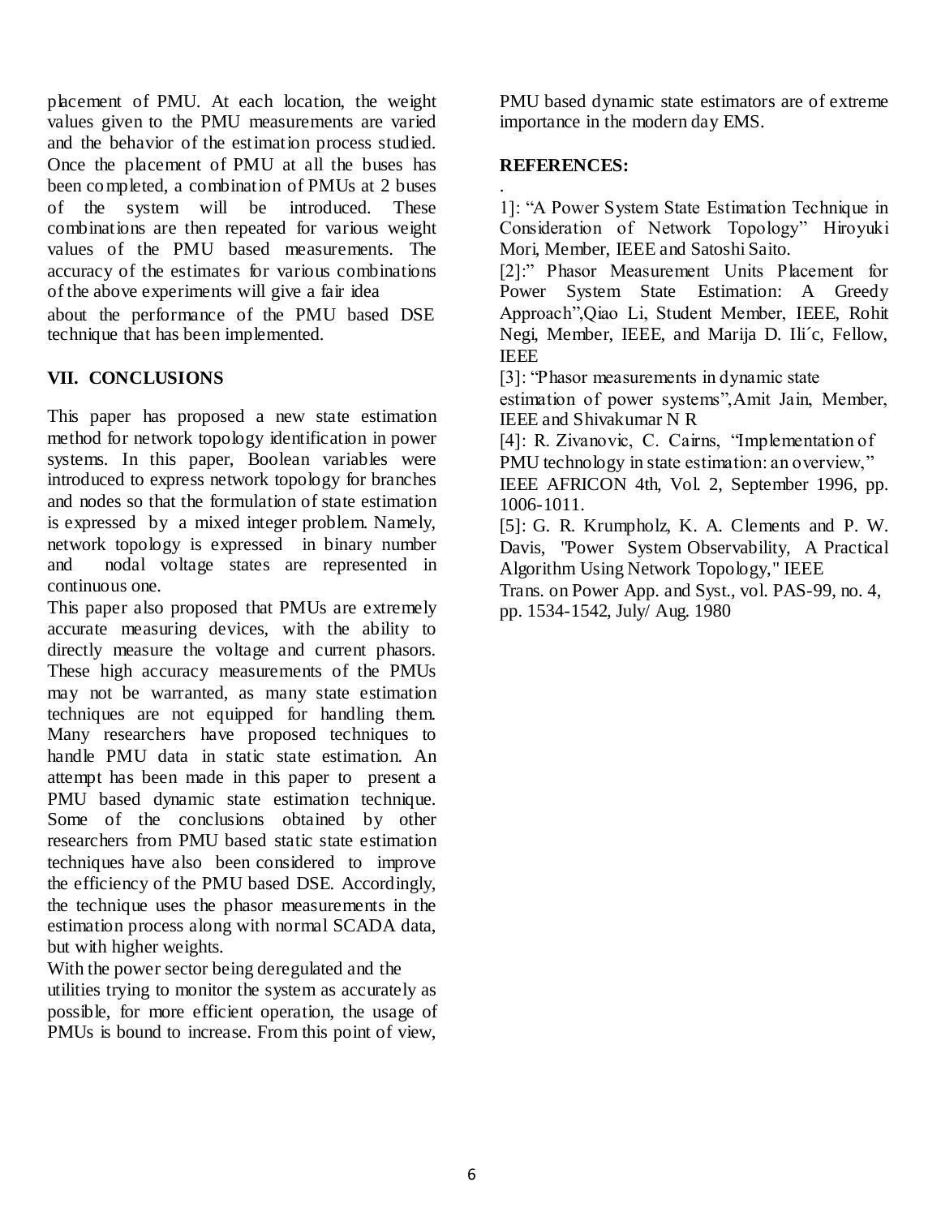placement of PMU. At each location, the weight values given to the PMU measurements are varied and the behavior of the estimation process studied. Once the placement of PMU at all the buses has been completed, a combination of PMUs at 2 buses of the system will be introduced. These combinations are then repeated for various weight values of the PMU based measurements. The accuracy of the estimates for various combinations of the above experiments will give a fair idea about the performance of the PMU based DSE technique that has been implemented.

## VII. CONCLUSIONS

This paper has proposed a new state estimation method for network topology identification in power systems. In this paper, Boolean variables were introduced to express network topology for branches and nodes so that the formulation of state estimation is expressed by a mixed integer problem. Namely, network topology is expressed in binary number and nodal voltage states are represented in continuous one.

This paper also proposed that PMUs are extremely accurate measuring devices, with the ability to directly measure the voltage and current phasors. These high accuracy measurements of the PMUs may not be warranted, as many state estimation techniques are not equipped for handling them. Many researchers have proposed techniques to handle PMU data in static state estimation. An attempt has been made in this paper to present a PMU based dynamic state estimation technique. Some of the conclusions obtained by other researchers from PMU based static state estimation techniques have also been considered to improve the efficiency of the PMU based DSE. Accordingly, the technique uses the phasor measurements in the estimation process along with normal SCADA data, but with higher weights.

With the power sector being deregulated and the utilities trying to monitor the system as accurately as possible, for more efficient operation, the usage of PMUs is bound to increase. From this point of view, PMU based dynamic state estimators are of extreme importance in the modern day EMS.

## REFERENCES:

.

1]: "A Power System State Estimation Technique in Consideration of Network Topology" Hiroyuki Mori, Member, IEEE and Satoshi Saito.

[2]:" Phasor Measurement Units Placement for Power System State Estimation: A Greedy Approach",Qiao Li, Student Member, IEEE, Rohit Negi, Member, IEEE, and Marija D. Ili´c, Fellow, IEEE

[3]: "Phasor measurements in dynamic state estimation of power systems",Amit Jain, Member, IEEE and Shivakumar N R

[4]: R. Zivanovic, C. Cairns, "Implementation of PMU technology in state estimation: an overview," IEEE AFRICON 4th, Vol. 2, September 1996, pp. 1006-1011.

[5]: G. R. Krumpholz, K. A. Clements and P. W. Davis, "Power System Observability, A Practical Algorithm Using Network Topology," IEEE Trans. on Power App. and Syst., vol. PAS-99, no. 4, pp. 1534-1542, July/ Aug. 1980